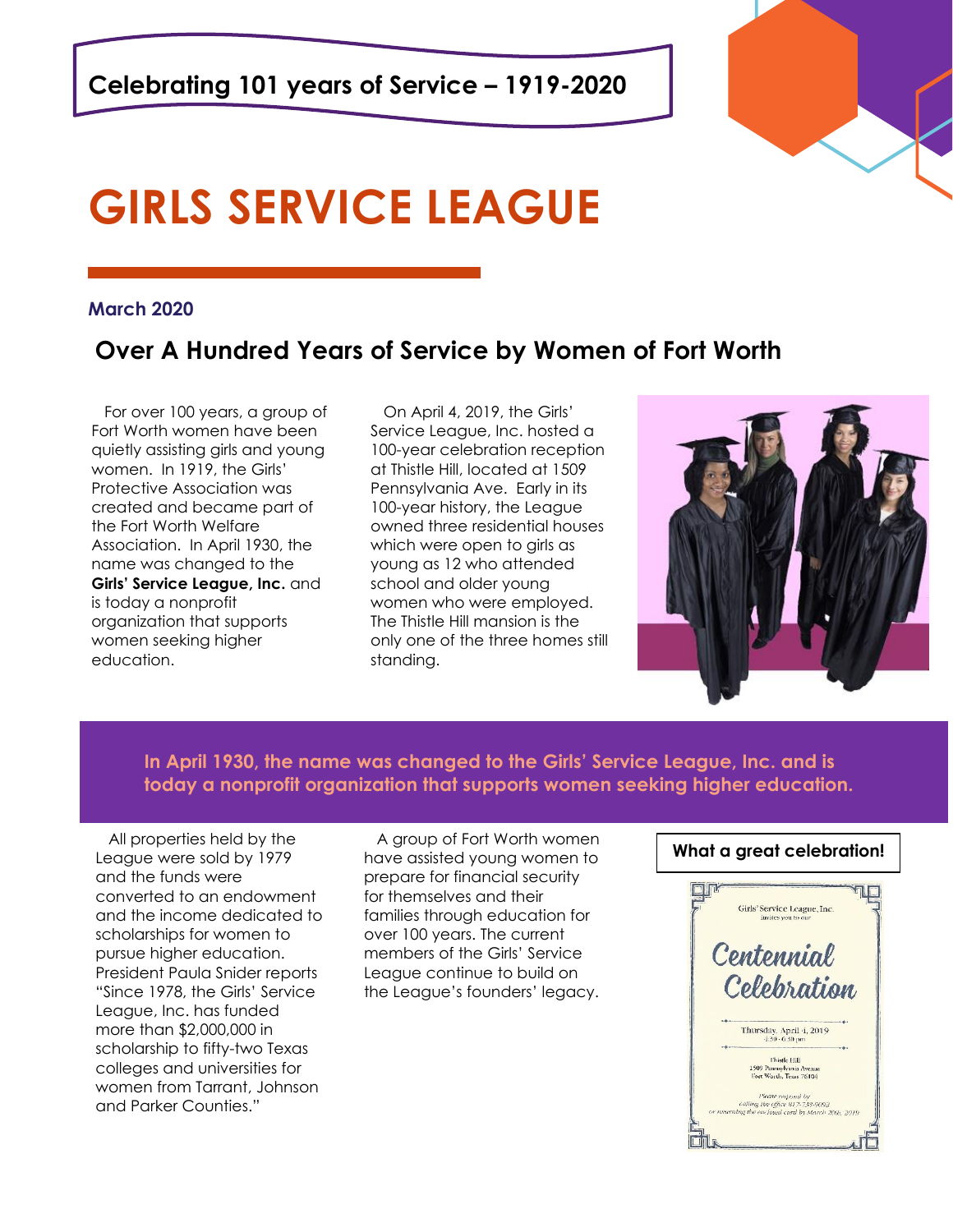**Celebrating 101 years of Service – 1919-2020**

# GIRLS SERVICE LEAGUE

**March 2020**

## Over A Hundred Years of Service by Women of Fort Worth

For over 100 years, a group of Fort Worth women have been quietly assisting girls and young women. In 1919, the Girls' Protective Association was created and became part of the Fort Worth Welfare Association. In April 1930, the name was changed to the **Girls' Service League, Inc.** and is today a nonprofit organization that supports women seeking higher education.

On April 4, 2019, the Girls' Service League, Inc. hosted a 100-year celebration reception at Thistle Hill, located at 1509 Pennsylvania Ave. Early in its 100-year history, the League owned three residential houses which were open to girls as young as 12 who attended school and older young women who were employed. The Thistle Hill mansion is the only one of the three homes still standing.

**In April 1930, the name was changed to the Girls' Service League, Inc. and is today a nonprofit organization that supports women seeking higher education.**

All properties held by the League were sold by 1979 and the funds were converted to an endowment and the income dedicated to scholarships for women to pursue higher education. President Paula Snider reports "Since 1978, the Girls' Service League, Inc. has funded more than $2,000,000 in scholarship to fifty-two Texas colleges and universities for women from Tarrant, Johnson and Parker Counties."

A group of Fort Worth women have assisted young women to prepare for financial security for themselves and their families through education for over 100 years. The current members of the Girls' Service League continue to build on the League's founders' legacy.

**What a great celebration!**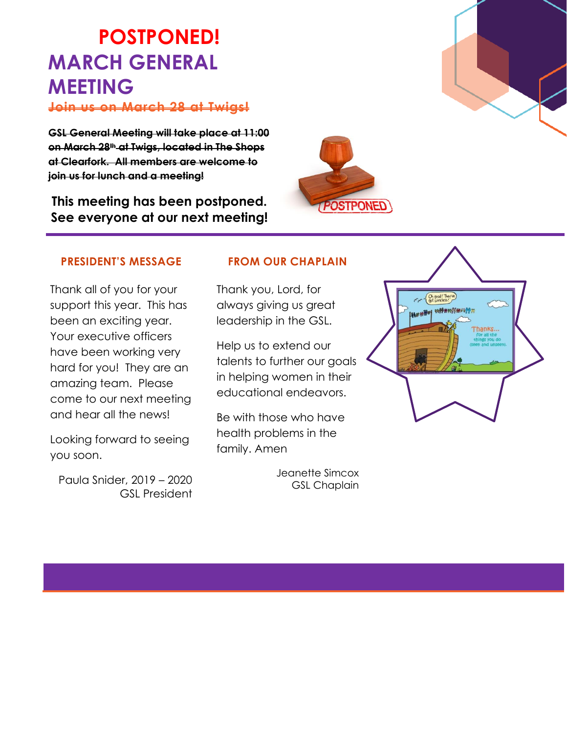# POSTPONED!

# MARCH GENERAL MEETING

~~Join us on March 28 at Twigs!~~

~~**GSL General Meeting will take place at 11:00 on March 28th at Twigs, located in The Shops at Clearfork. All members are welcome to join us for lunch and a meeting!**~~

**This meeting has been postponed. See everyone at our next meeting!**

## PRESIDENT'S MESSAGE

Thank all of you for your support this year. This has been an exciting year. Your executive officers have been working very hard for you! They are an amazing team. Please come to our next meeting and hear all the news!

Looking forward to seeing you soon.

Paula Snider, 2019 – 2020
GSL President

## FROM OUR CHAPLAIN

Thank you, Lord, for always giving us great leadership in the GSL.

Help us to extend our talents to further our goals in helping women in their educational endeavors.

Be with those who have health problems in the family. Amen

Jeanette Simcox
GSL Chaplain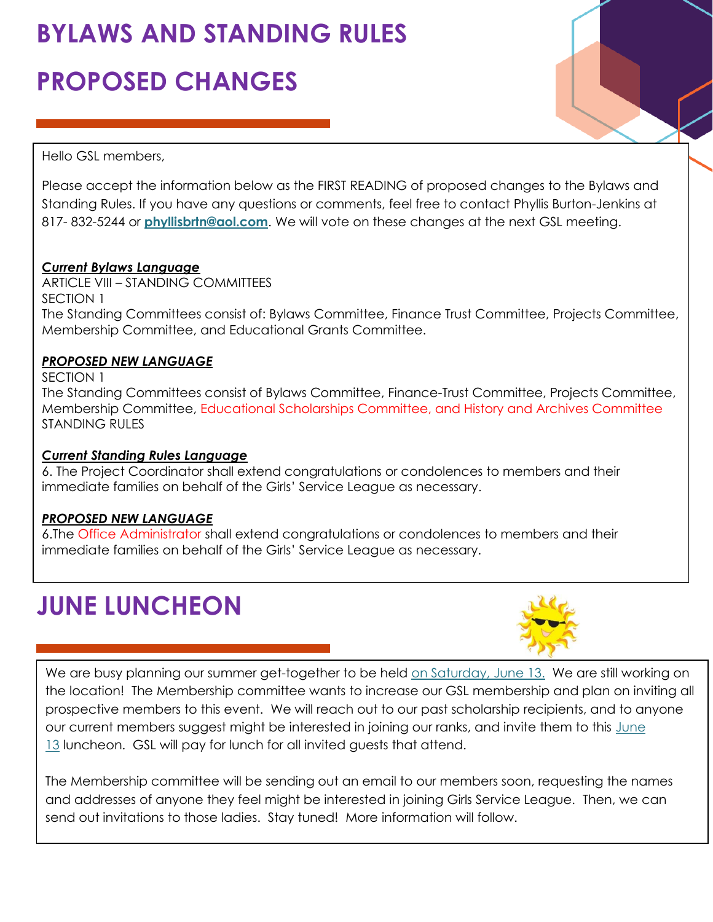# BYLAWS AND STANDING RULES

# PROPOSED CHANGES

Hello GSL members,

Please accept the information below as the FIRST READING of proposed changes to the Bylaws and Standing Rules. If you have any questions or comments, feel free to contact Phyllis Burton-Jenkins at 817- 832-5244 or **phyllisbrtn@aol.com**. We will vote on these changes at the next GSL meeting.

***Current Bylaws Language***

ARTICLE VIII – STANDING COMMITTEES

SECTION 1

The Standing Committees consist of: Bylaws Committee, Finance Trust Committee, Projects Committee, Membership Committee, and Educational Grants Committee.

***PROPOSED NEW LANGUAGE***

SECTION 1

The Standing Committees consist of Bylaws Committee, Finance-Trust Committee, Projects Committee, Membership Committee, Educational Scholarships Committee, and History and Archives Committee

STANDING RULES

***Current Standing Rules Language***

6. The Project Coordinator shall extend congratulations or condolences to members and their immediate families on behalf of the Girls' Service League as necessary.

***PROPOSED NEW LANGUAGE***

6.The Office Administrator shall extend congratulations or condolences to members and their immediate families on behalf of the Girls' Service League as necessary.

# JUNE LUNCHEON

We are busy planning our summer get-together to be held on Saturday, June 13. We are still working on the location! The Membership committee wants to increase our GSL membership and plan on inviting all prospective members to this event. We will reach out to our past scholarship recipients, and to anyone our current members suggest might be interested in joining our ranks, and invite them to this June 13 luncheon. GSL will pay for lunch for all invited guests that attend.

The Membership committee will be sending out an email to our members soon, requesting the names and addresses of anyone they feel might be interested in joining Girls Service League. Then, we can send out invitations to those ladies. Stay tuned! More information will follow.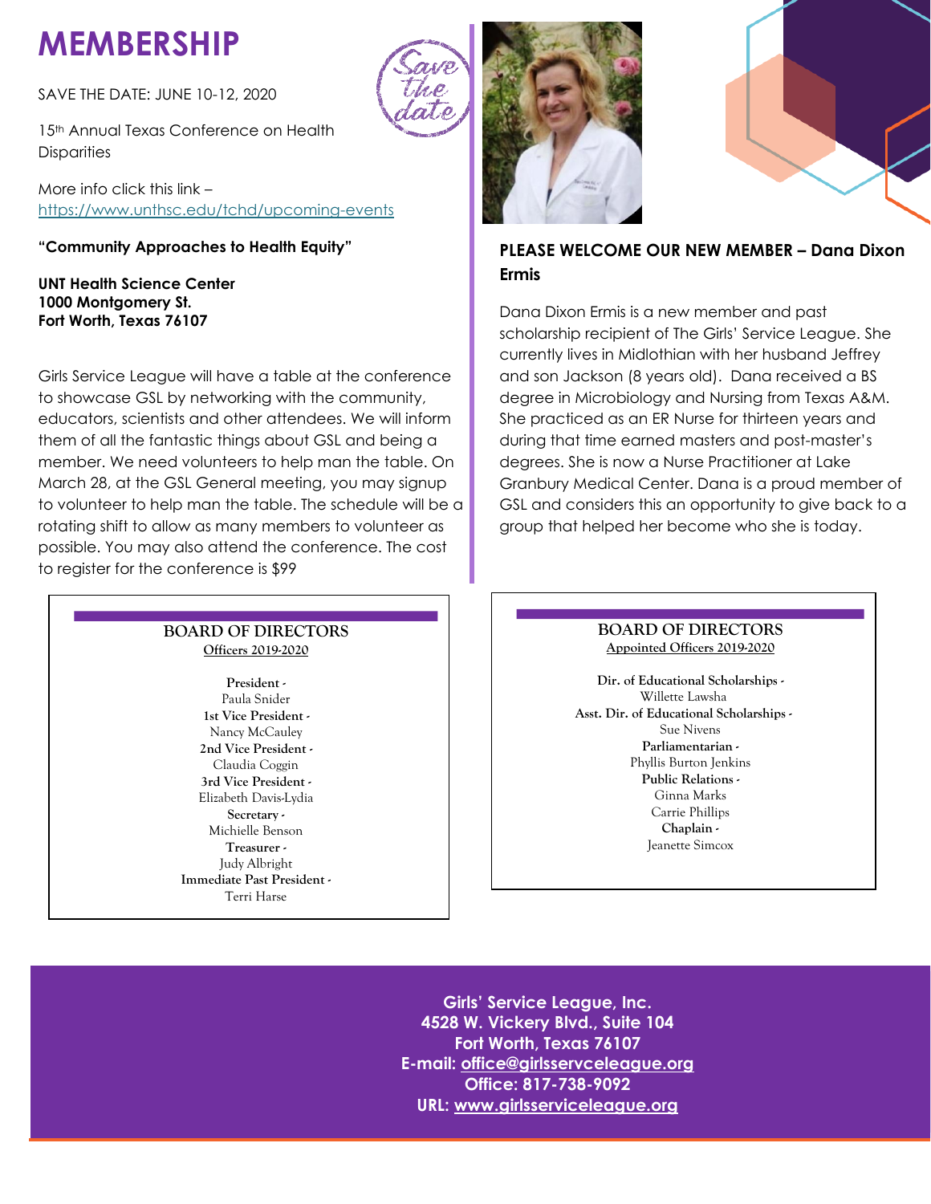# MEMBERSHIP

SAVE THE DATE: JUNE 10-12, 2020

15th Annual Texas Conference on Health Disparities

More info click this link – https://www.unthsc.edu/tchd/upcoming-events

**"Community Approaches to Health Equity"**

**UNT Health Science Center**
**1000 Montgomery St.**
**Fort Worth, Texas 76107**

Girls Service League will have a table at the conference to showcase GSL by networking with the community, educators, scientists and other attendees. We will inform them of all the fantastic things about GSL and being a member. We need volunteers to help man the table. On March 28, at the GSL General meeting, you may signup to volunteer to help man the table. The schedule will be a rotating shift to allow as many members to volunteer as possible. You may also attend the conference. The cost to register for the conference is $99

## PLEASE WELCOME OUR NEW MEMBER – Dana Dixon Ermis

Dana Dixon Ermis is a new member and past scholarship recipient of The Girls' Service League. She currently lives in Midlothian with her husband Jeffrey and son Jackson (8 years old). Dana received a BS degree in Microbiology and Nursing from Texas A&M. She practiced as an ER Nurse for thirteen years and during that time earned masters and post-master's degrees. She is now a Nurse Practitioner at Lake Granbury Medical Center. Dana is a proud member of GSL and considers this an opportunity to give back to a group that helped her become who she is today.

## BOARD OF DIRECTORS

Officers 2019-2020

**President -**
Paula Snider
**1st Vice President -**
Nancy McCauley
**2nd Vice President -**
Claudia Coggin
**3rd Vice President -**
Elizabeth Davis-Lydia
**Secretary -**
Michielle Benson
**Treasurer -**
Judy Albright
**Immediate Past President -**
Terri Harse

## BOARD OF DIRECTORS

Appointed Officers 2019-2020

**Dir. of Educational Scholarships -**
Willette Lawsha
**Asst. Dir. of Educational Scholarships -**
Sue Nivens
**Parliamentarian -**
Phyllis Burton Jenkins
**Public Relations -**
Ginna Marks
Carrie Phillips
**Chaplain -**
Jeanette Simcox

**Girls' Service League, Inc.**
**4528 W. Vickery Blvd., Suite 104**
**Fort Worth, Texas 76107**
**E-mail: office@girlsservceleague.org**
**Office: 817-738-9092**
**URL: www.girlsserviceleague.org**